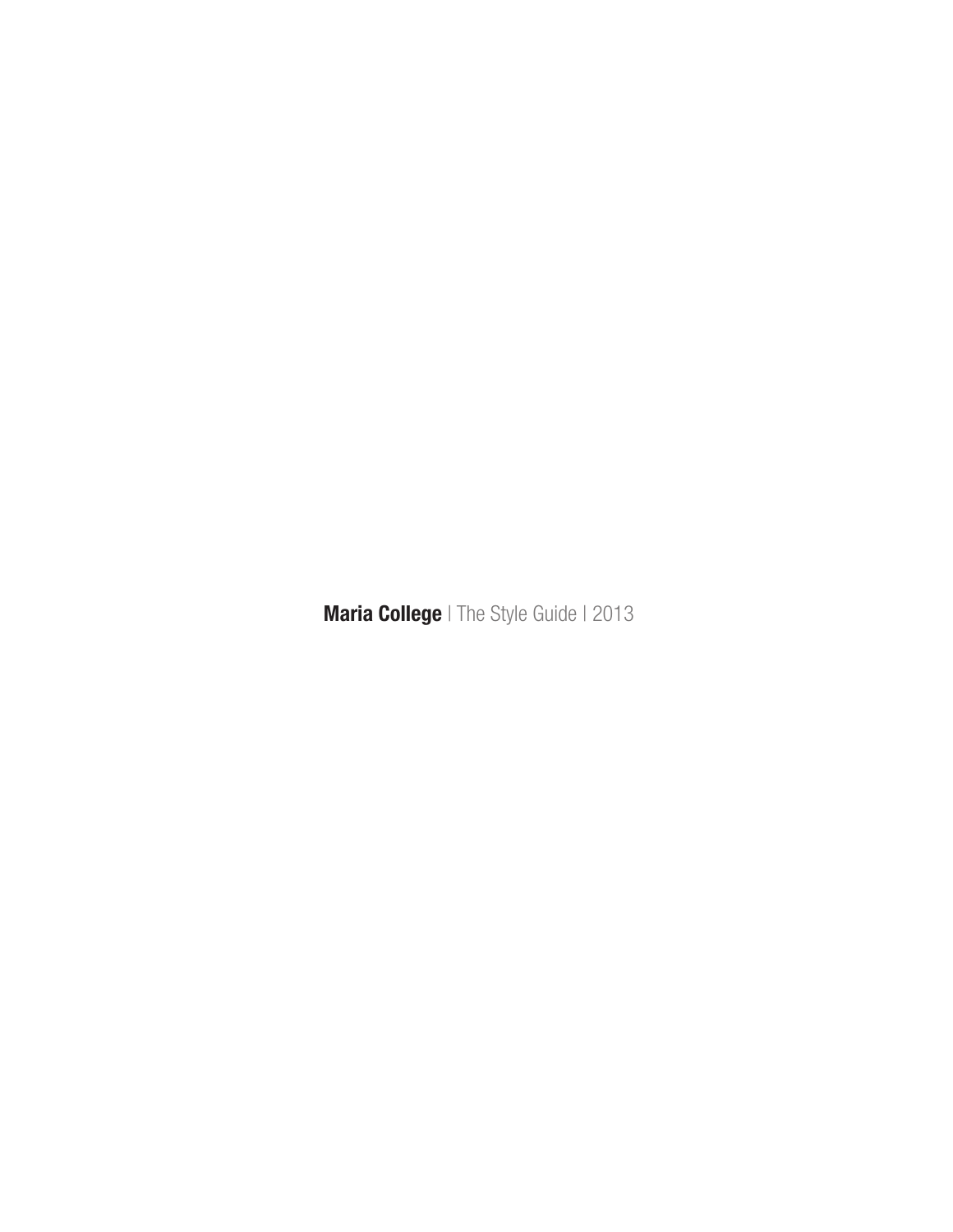**Maria College** | The Style Guide | 2013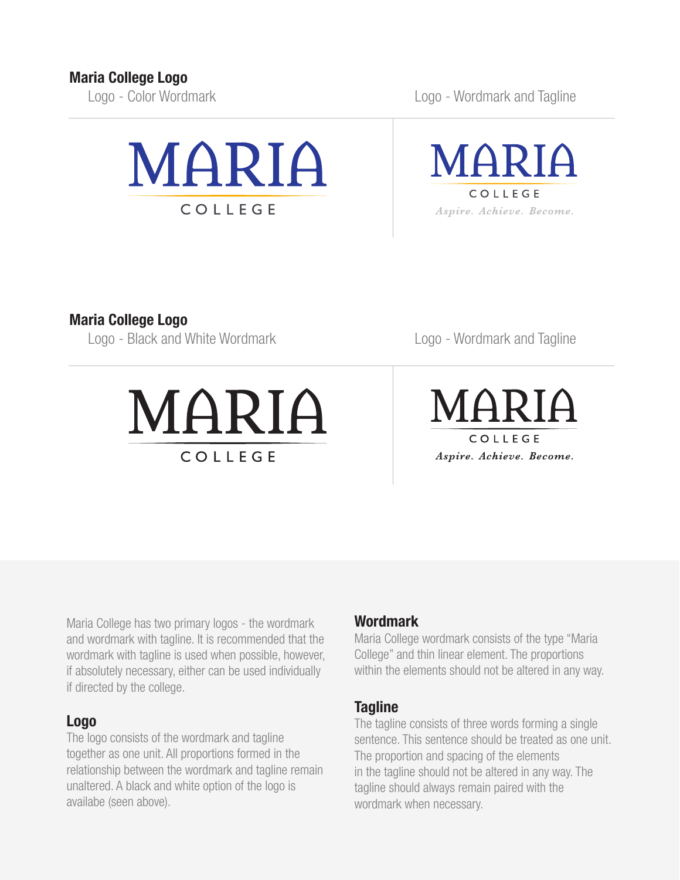## Maria College Logo

Logo - Color Wordmark

Logo - Wordmark and Tagline

MARIA
COLLEGE

MARIA
COLLEGE
*Aspire. Achieve. Become.*

## Maria College Logo

Logo - Black and White Wordmark

Logo - Wordmark and Tagline

MARIA
COLLEGE

MARIA
COLLEGE
*Aspire. Achieve. Become.*

Maria College has two primary logos - the wordmark and wordmark with tagline. It is recommended that the wordmark with tagline is used when possible, however, if absolutely necessary, either can be used individually if directed by the college.

### Logo

The logo consists of the wordmark and tagline together as one unit. All proportions formed in the relationship between the wordmark and tagline remain unaltered. A black and white option of the logo is availabe (seen above).

### Wordmark

Maria College wordmark consists of the type "Maria College" and thin linear element. The proportions within the elements should not be altered in any way.

### Tagline

The tagline consists of three words forming a single sentence. This sentence should be treated as one unit. The proportion and spacing of the elements in the tagline should not be altered in any way. The tagline should always remain paired with the wordmark when necessary.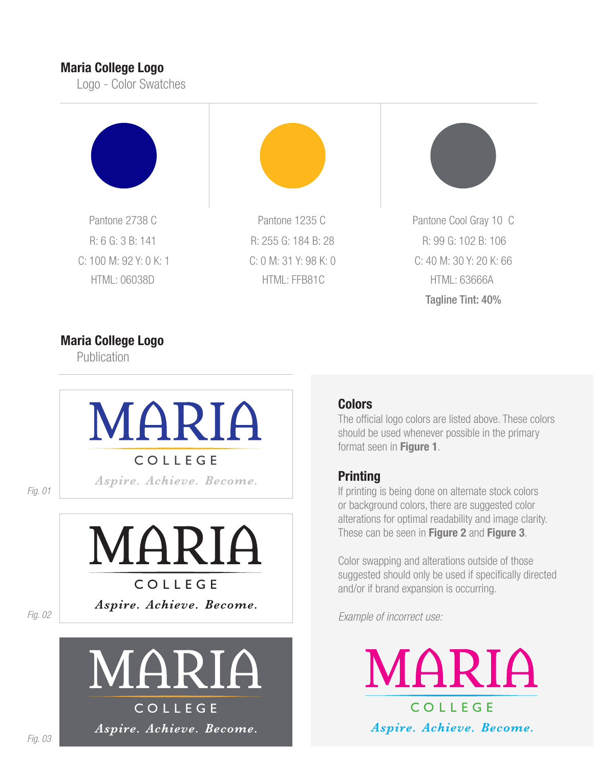## Maria College Logo

Logo - Color Swatches

| Pantone 2738 C | Pantone 1235 C | Pantone Cool Gray 10 C |
|---|---|---|
| R: 6 G: 3 B: 141 | R: 255 G: 184 B: 28 | R: 99 G: 102 B: 106 |
| C: 100 M: 92 Y: 0 K: 1 | C: 0 M: 31 Y: 98 K: 0 | C: 40 M: 30 Y: 20 K: 66 |
| HTML: 06038D | HTML: FFB81C | HTML: 63666A |
| | | **Tagline Tint: 40%** |

## Maria College Logo

Publication

MARIA
COLLEGE
Aspire. Achieve. Become.

*Fig. 01*

MARIA
COLLEGE
Aspire. Achieve. Become.

*Fig. 02*

MARIA
COLLEGE
Aspire. Achieve. Become.

*Fig. 03*

### Colors

The official logo colors are listed above. These colors should be used whenever possible in the primary format seen in **Figure 1**.

### Printing

If printing is being done on alternate stock colors or background colors, there are suggested color alterations for optimal readability and image clarity. These can be seen in **Figure 2** and **Figure 3**.

Color swapping and alterations outside of those suggested should only be used if specifically directed and/or if brand expansion is occurring.

*Example of incorrect use:*

MARIA
COLLEGE
Aspire. Achieve. Become.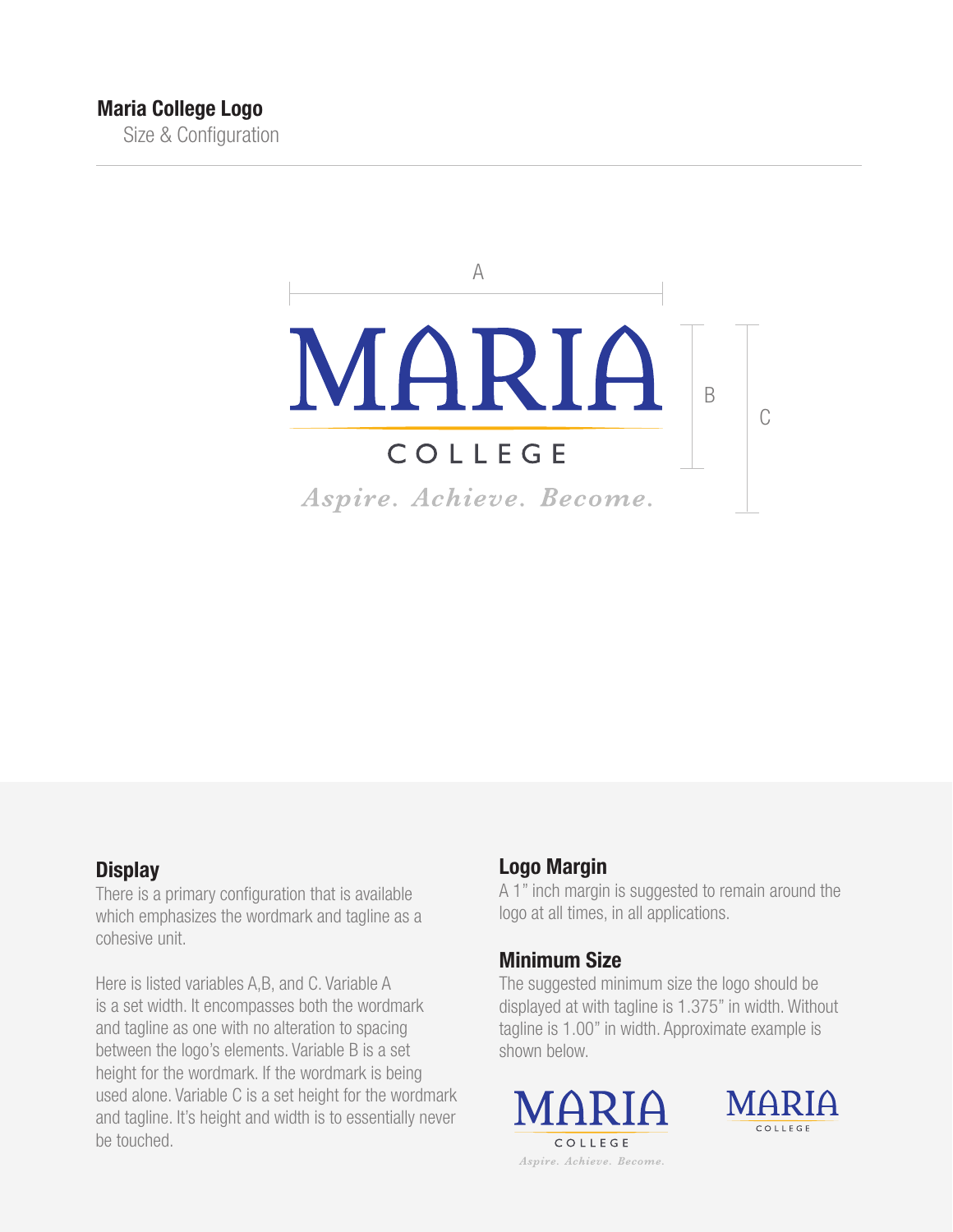## Maria College Logo

Size & Configuration

### Display

There is a primary configuration that is available which emphasizes the wordmark and tagline as a cohesive unit.

Here is listed variables A,B, and C. Variable A is a set width. It encompasses both the wordmark and tagline as one with no alteration to spacing between the logo's elements. Variable B is a set height for the wordmark. If the wordmark is being used alone. Variable C is a set height for the wordmark and tagline. It's height and width is to essentially never be touched.

### Logo Margin

A 1" inch margin is suggested to remain around the logo at all times, in all applications.

### Minimum Size

The suggested minimum size the logo should be displayed at with tagline is 1.375" in width. Without tagline is 1.00" in width. Approximate example is shown below.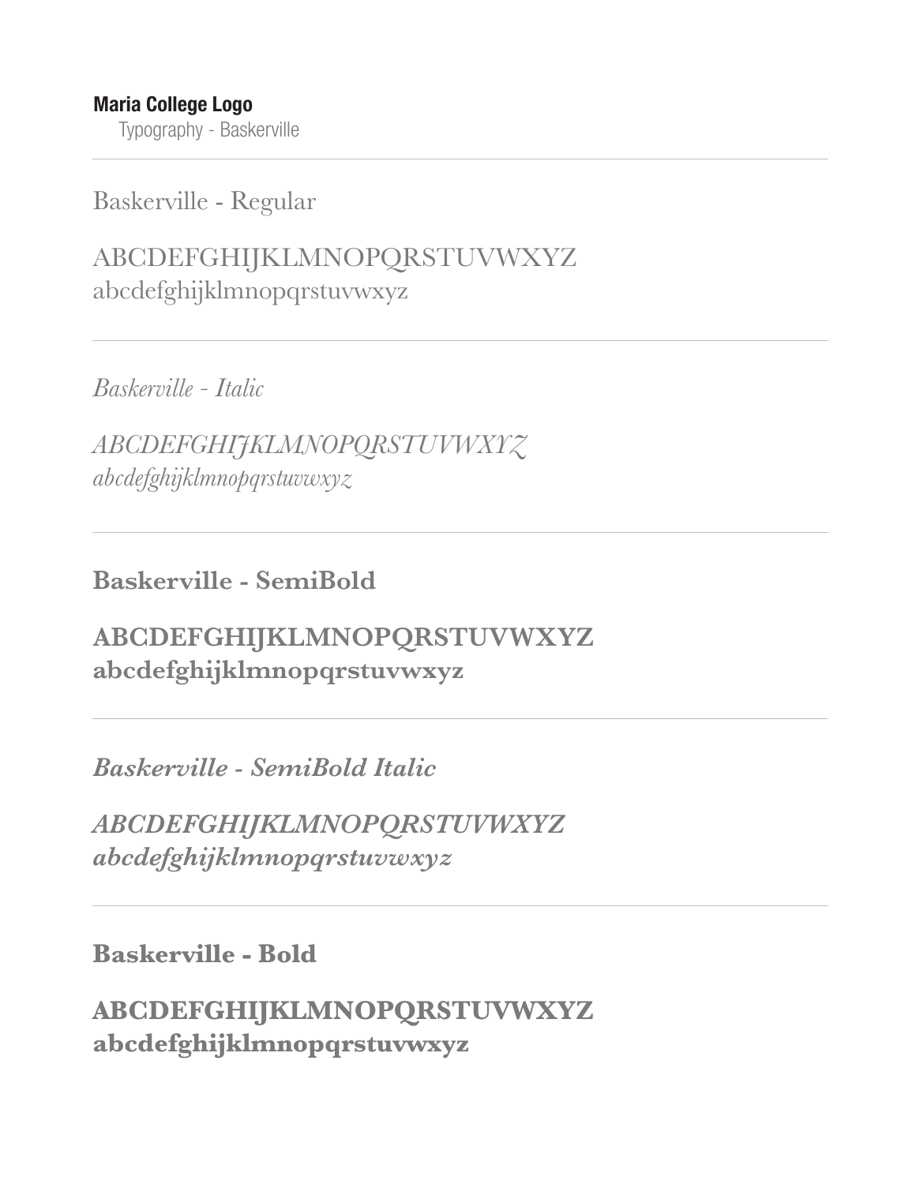**Maria College Logo**
Typography - Baskerville

---

Baskerville - Regular

ABCDEFGHIJKLMNOPQRSTUVWXYZ
abcdefghijklmnopqrstuvwxyz

---

*Baskerville - Italic*

*ABCDEFGHIJKLMNOPQRSTUVWXYZ*
*abcdefghijklmnopqrstuvwxyz*

---

**Baskerville - SemiBold**

**ABCDEFGHIJKLMNOPQRSTUVWXYZ**
**abcdefghijklmnopqrstuvwxyz**

---

***Baskerville - SemiBold Italic***

***ABCDEFGHIJKLMNOPQRSTUVWXYZ***
***abcdefghijklmnopqrstuvwxyz***

---

**Baskerville - Bold**

**ABCDEFGHIJKLMNOPQRSTUVWXYZ**
**abcdefghijklmnopqrstuvwxyz**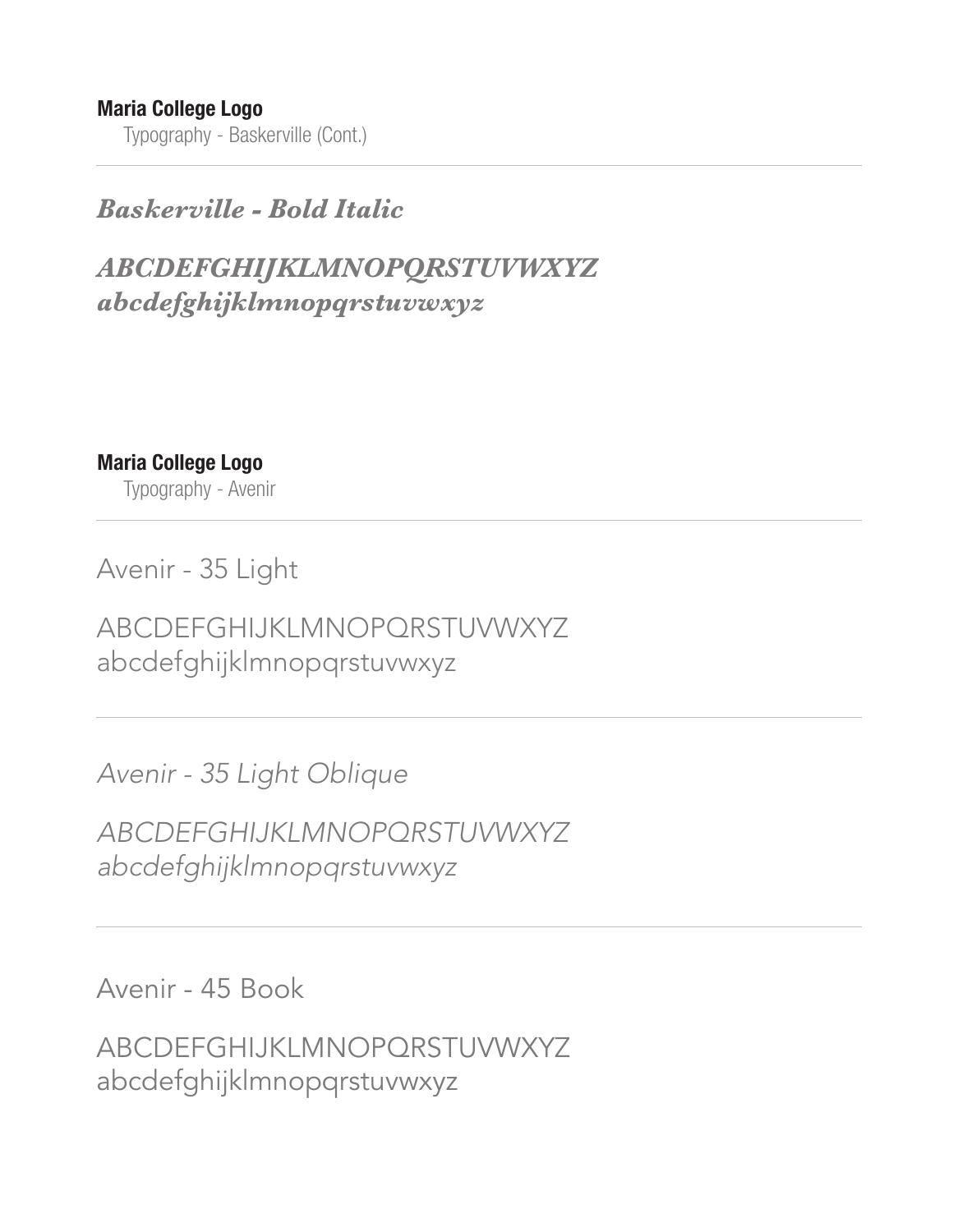**Maria College Logo**
Typography - Baskerville (Cont.)

---

***Baskerville - Bold Italic***

***ABCDEFGHIJKLMNOPQRSTUVWXYZ***
***abcdefghijklmnopqrstuvwxyz***

**Maria College Logo**
Typography - Avenir

---

Avenir - 35 Light

ABCDEFGHIJKLMNOPQRSTUVWXYZ
abcdefghijklmnopqrstuvwxyz

---

*Avenir - 35 Light Oblique*

*ABCDEFGHIJKLMNOPQRSTUVWXYZ*
*abcdefghijklmnopqrstuvwxyz*

---

Avenir - 45 Book

ABCDEFGHIJKLMNOPQRSTUVWXYZ
abcdefghijklmnopqrstuvwxyz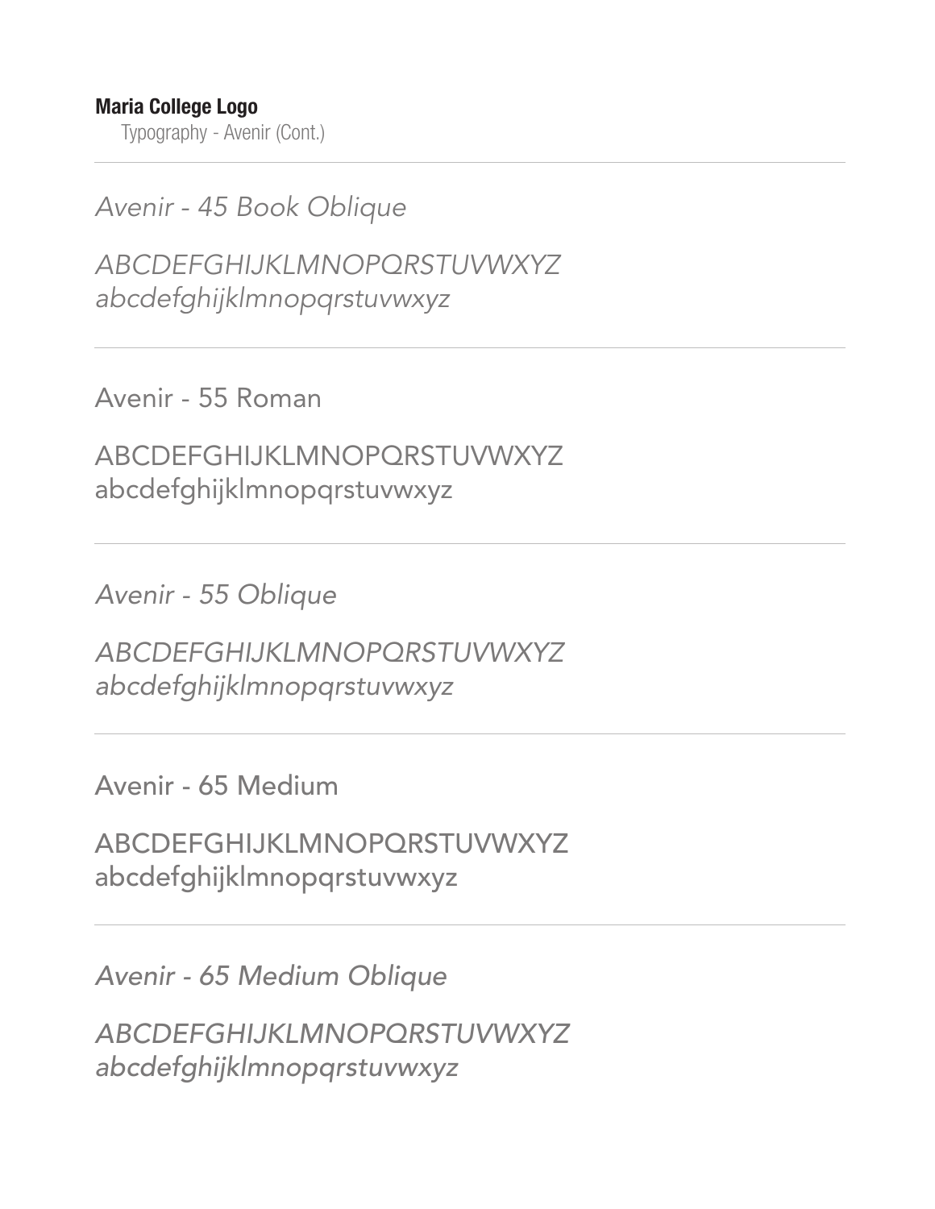**Maria College Logo**

Typography - Avenir (Cont.)

---

*Avenir - 45 Book Oblique*

*ABCDEFGHIJKLMNOPQRSTUVWXYZ*
*abcdefghijklmnopqrstuvwxyz*

---

Avenir - 55 Roman

ABCDEFGHIJKLMNOPQRSTUVWXYZ
abcdefghijklmnopqrstuvwxyz

---

*Avenir - 55 Oblique*

*ABCDEFGHIJKLMNOPQRSTUVWXYZ*
*abcdefghijklmnopqrstuvwxyz*

---

Avenir - 65 Medium

ABCDEFGHIJKLMNOPQRSTUVWXYZ
abcdefghijklmnopqrstuvwxyz

---

*Avenir - 65 Medium Oblique*

*ABCDEFGHIJKLMNOPQRSTUVWXYZ*
*abcdefghijklmnopqrstuvwxyz*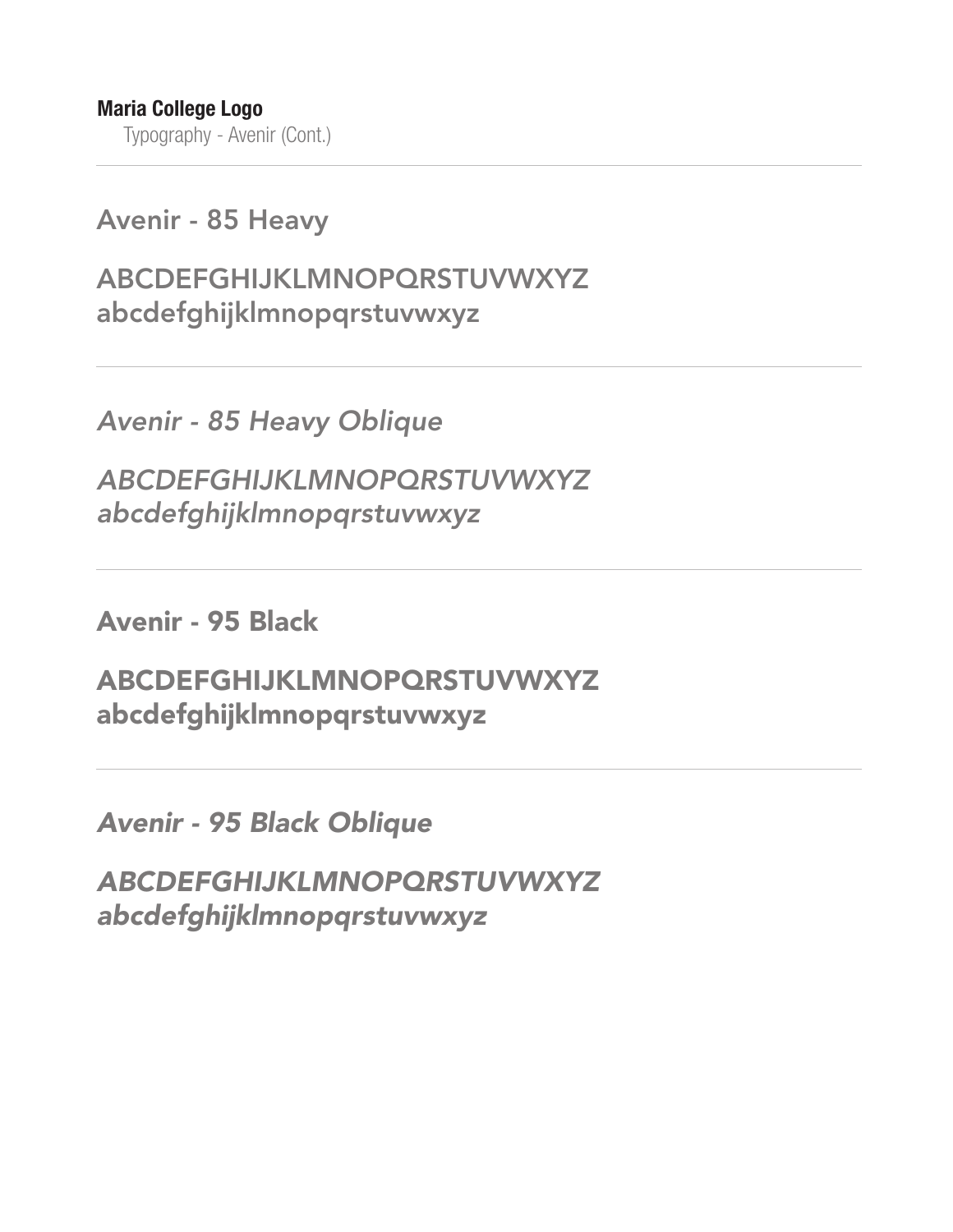**Maria College Logo**
Typography - Avenir (Cont.)

---

## Avenir - 85 Heavy

ABCDEFGHIJKLMNOPQRSTUVWXYZ
abcdefghijklmnopqrstuvwxyz

---

## *Avenir - 85 Heavy Oblique*

*ABCDEFGHIJKLMNOPQRSTUVWXYZ*
*abcdefghijklmnopqrstuvwxyz*

---

## Avenir - 95 Black

**ABCDEFGHIJKLMNOPQRSTUVWXYZ**
**abcdefghijklmnopqrstuvwxyz**

---

## *Avenir - 95 Black Oblique*

***ABCDEFGHIJKLMNOPQRSTUVWXYZ***
***abcdefghijklmnopqrstuvwxyz***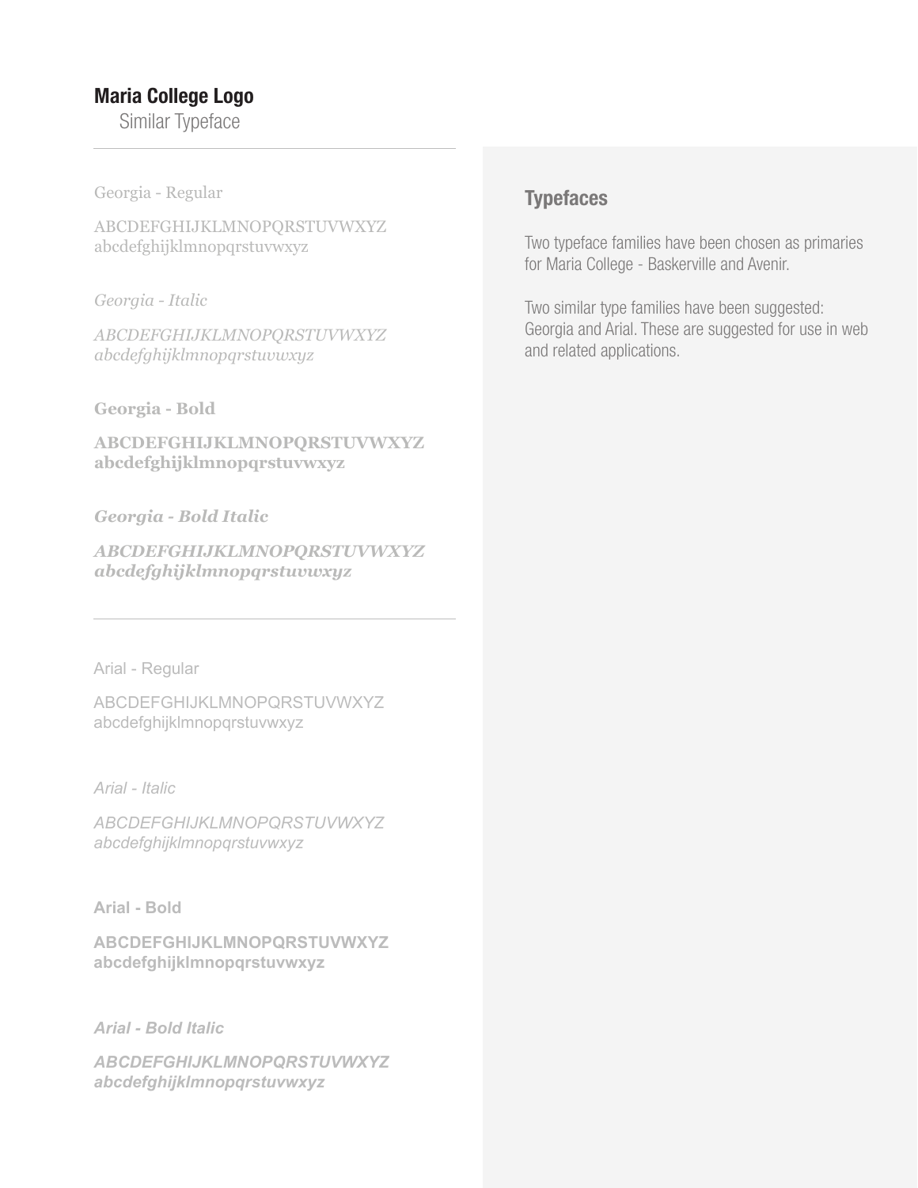## Maria College Logo

Similar Typeface

Georgia - Regular

ABCDEFGHIJKLMNOPQRSTUVWXYZ
abcdefghijklmnopqrstuvwxyz

*Georgia - Italic*

*ABCDEFGHIJKLMNOPQRSTUVWXYZ*
*abcdefghijklmnopqrstuvwxyz*

**Georgia - Bold**

**ABCDEFGHIJKLMNOPQRSTUVWXYZ**
**abcdefghijklmnopqrstuvwxyz**

***Georgia - Bold Italic***

***ABCDEFGHIJKLMNOPQRSTUVWXYZ***
***abcdefghijklmnopqrstuvwxyz***

---

Arial - Regular

ABCDEFGHIJKLMNOPQRSTUVWXYZ
abcdefghijklmnopqrstuvwxyz

*Arial - Italic*

*ABCDEFGHIJKLMNOPQRSTUVWXYZ*
*abcdefghijklmnopqrstuvwxyz*

**Arial - Bold**

**ABCDEFGHIJKLMNOPQRSTUVWXYZ**
**abcdefghijklmnopqrstuvwxyz**

***Arial - Bold Italic***

***ABCDEFGHIJKLMNOPQRSTUVWXYZ***
***abcdefghijklmnopqrstuvwxyz***

### Typefaces

Two typeface families have been chosen as primaries for Maria College - Baskerville and Avenir.

Two similar type families have been suggested: Georgia and Arial. These are suggested for use in web and related applications.